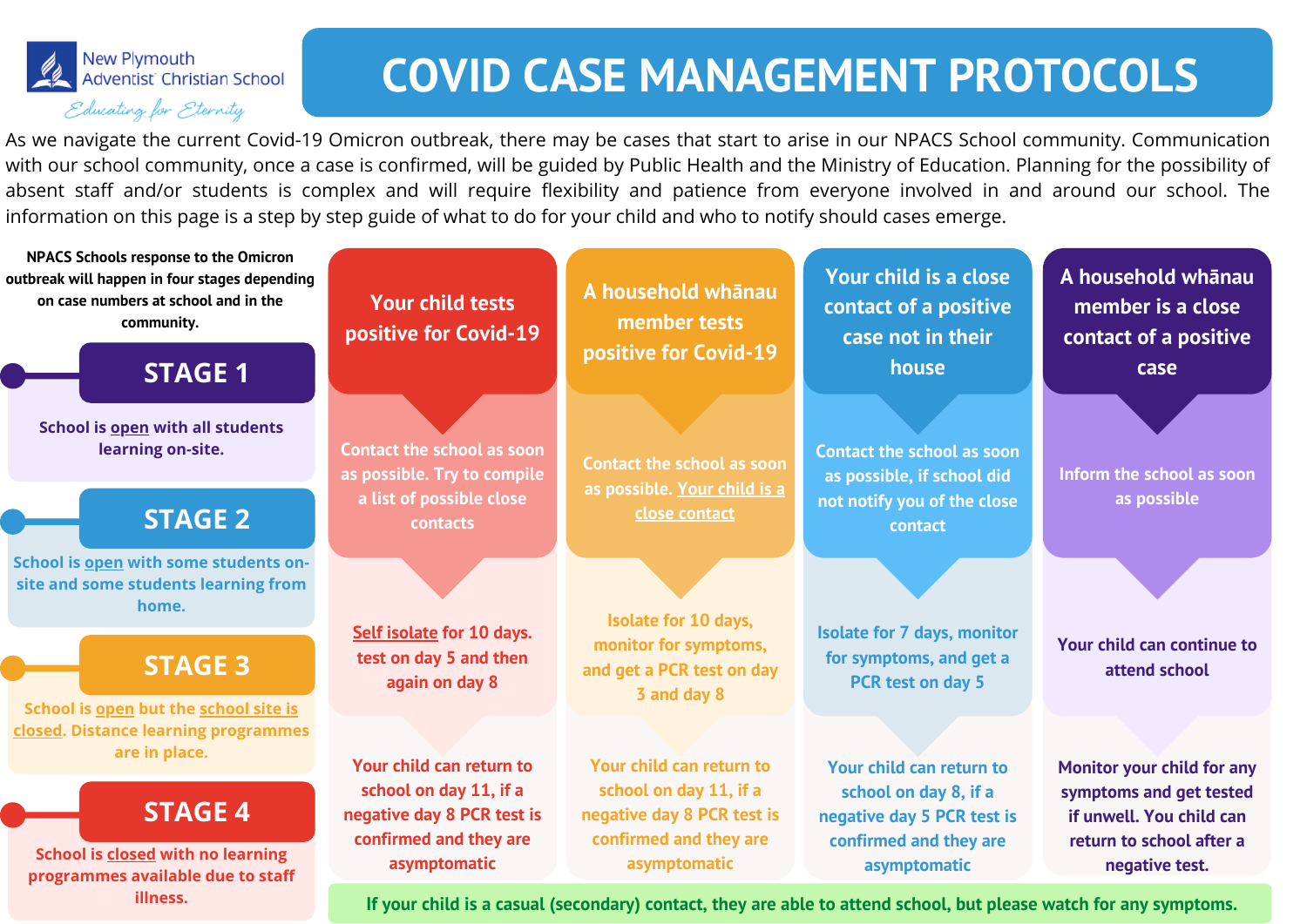New Plymouth Adventist Christian School

*Educating for Eternity*

# COVID CASE MANAGEMENT PROTOCOLS

As we navigate the current Covid-19 Omicron outbreak, there may be cases that start to arise in our NPACS School community. Communication with our school community, once a case is confirmed, will be guided by Public Health and the Ministry of Education. Planning for the possibility of absent staff and/or students is complex and will require flexibility and patience from everyone involved in and around our school. The information on this page is a step by step guide of what to do for your child and who to notify should cases emerge.

**NPACS Schools response to the Omicron outbreak will happen in four stages depending on case numbers at school and in the community.**

## STAGE 1

School is open with all students learning on-site.

## STAGE 2

School is open with some students on-site and some students learning from home.

## STAGE 3

School is open but the school site is closed. Distance learning programmes are in place.

## STAGE 4

School is closed with no learning programmes available due to staff illness.

| Your child tests positive for Covid-19 | A household whānau member tests positive for Covid-19 | Your child is a close contact of a positive case not in their house | A household whānau member is a close contact of a positive case |
|---|---|---|---|
| Contact the school as soon as possible. Try to compile a list of possible close contacts | Contact the school as soon as possible. Your child is a close contact | Contact the school as soon as possible, if school did not notify you of the close contact | Inform the school as soon as possible |
| Self isolate for 10 days. test on day 5 and then again on day 8 | Isolate for 10 days, monitor for symptoms, and get a PCR test on day 3 and day 8 | Isolate for 7 days, monitor for symptoms, and get a PCR test on day 5 | Your child can continue to attend school |
| Your child can return to school on day 11, if a negative day 8 PCR test is confirmed and they are asymptomatic | Your child can return to school on day 11, if a negative day 8 PCR test is confirmed and they are asymptomatic | Your child can return to school on day 8, if a negative day 5 PCR test is confirmed and they are asymptomatic | Monitor your child for any symptoms and get tested if unwell. You child can return to school after a negative test. |

If your child is a casual (secondary) contact, they are able to attend school, but please watch for any symptoms.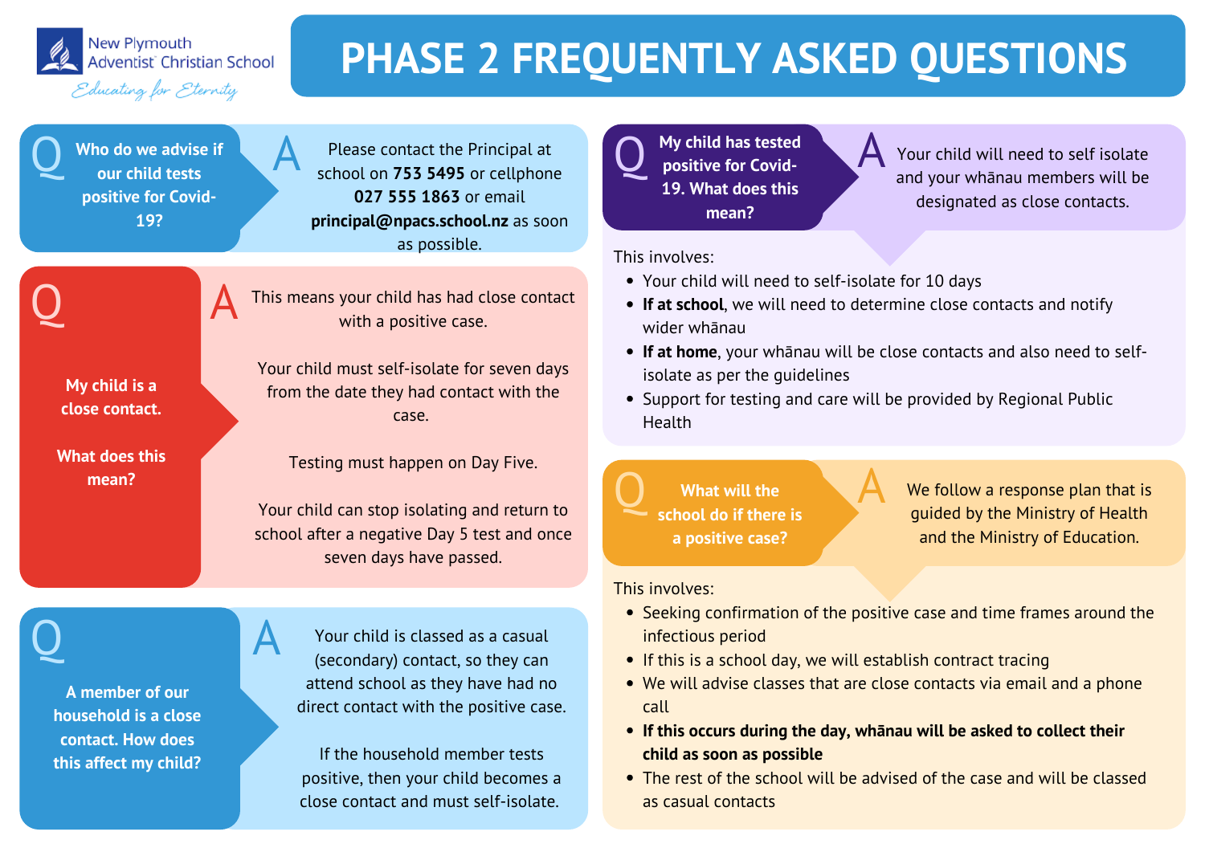New Plymouth Adventist Christian School

*Educating for Eternity*

# PHASE 2 FREQUENTLY ASKED QUESTIONS

**Q: Who do we advise if our child tests positive for Covid-19?**

A: Please contact the Principal at school on **753 5495** or cellphone **027 555 1863** or email **principal@npacs.school.nz** as soon as possible.

**Q: My child is a close contact. What does this mean?**

A: This means your child has had close contact with a positive case.

Your child must self-isolate for seven days from the date they had contact with the case.

Testing must happen on Day Five.

Your child can stop isolating and return to school after a negative Day 5 test and once seven days have passed.

**Q: A member of our household is a close contact. How does this affect my child?**

A: Your child is classed as a casual (secondary) contact, so they can attend school as they have had no direct contact with the positive case.

If the household member tests positive, then your child becomes a close contact and must self-isolate.

**Q: My child has tested positive for Covid-19. What does this mean?**

A: Your child will need to self isolate and your whānau members will be designated as close contacts.

This involves:

- Your child will need to self-isolate for 10 days
- **If at school**, we will need to determine close contacts and notify wider whānau
- **If at home**, your whānau will be close contacts and also need to self-isolate as per the guidelines
- Support for testing and care will be provided by Regional Public Health

**Q: What will the school do if there is a positive case?**

A: We follow a response plan that is guided by the Ministry of Health and the Ministry of Education.

This involves:

- Seeking confirmation of the positive case and time frames around the infectious period
- If this is a school day, we will establish contract tracing
- We will advise classes that are close contacts via email and a phone call
- **If this occurs during the day, whānau will be asked to collect their child as soon as possible**
- The rest of the school will be advised of the case and will be classed as casual contacts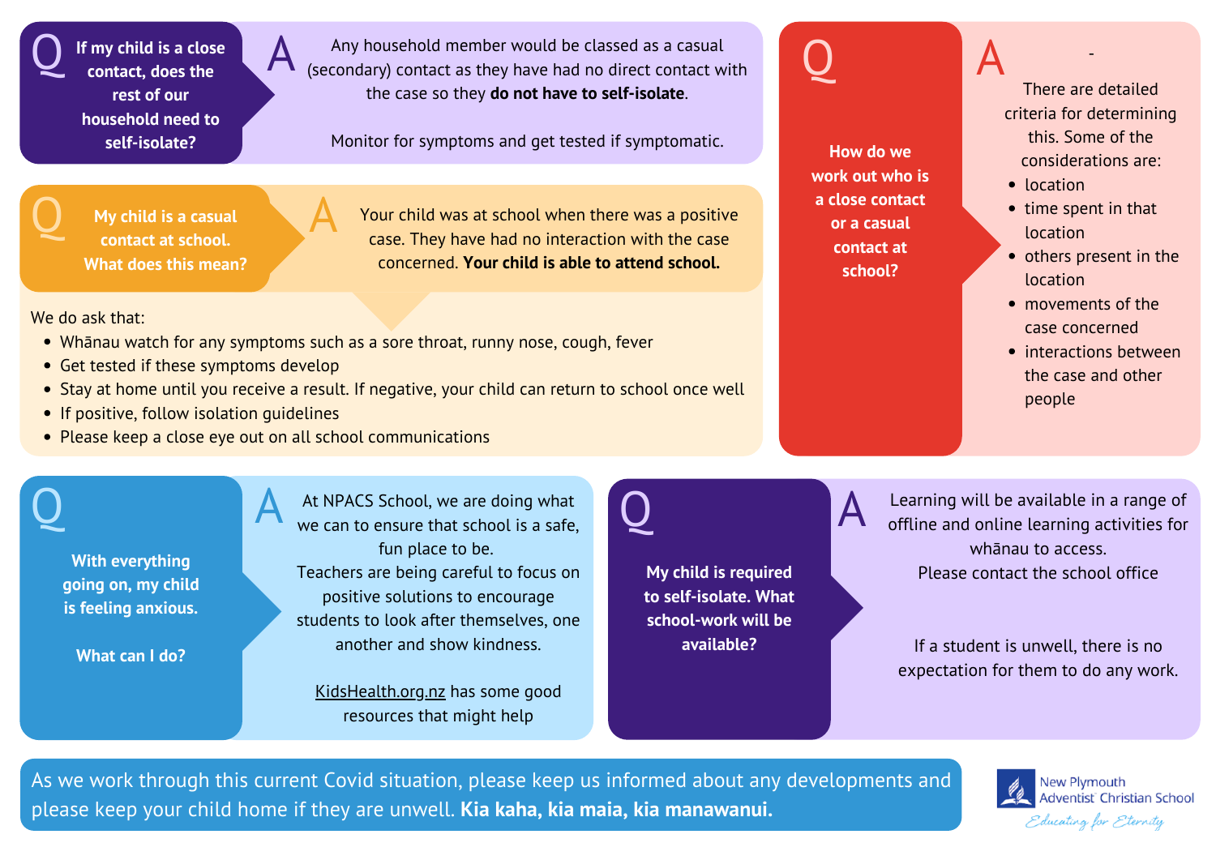## Q: If my child is a close contact, does the rest of our household need to self-isolate?

**A:** Any household member would be classed as a casual (secondary) contact as they have had no direct contact with the case so they **do not have to self-isolate**.

Monitor for symptoms and get tested if symptomatic.

## Q: My child is a casual contact at school. What does this mean?

**A:** Your child was at school when there was a positive case. They have had no interaction with the case concerned. **Your child is able to attend school.**

We do ask that:

- Whānau watch for any symptoms such as a sore throat, runny nose, cough, fever
- Get tested if these symptoms develop
- Stay at home until you receive a result. If negative, your child can return to school once well
- If positive, follow isolation guidelines
- Please keep a close eye out on all school communications

## Q: How do we work out who is a close contact or a casual contact at school?

**A:** -

There are detailed criteria for determining this. Some of the considerations are:

- location
- time spent in that location
- others present in the location
- movements of the case concerned
- interactions between the case and other people

## Q: With everything going on, my child is feeling anxious. What can I do?

**A:** At NPACS School, we are doing what we can to ensure that school is a safe, fun place to be.
Teachers are being careful to focus on positive solutions to encourage students to look after themselves, one another and show kindness.

KidsHealth.org.nz has some good resources that might help

## Q: My child is required to self-isolate. What school-work will be available?

**A:** Learning will be available in a range of offline and online learning activities for whānau to access.
Please contact the school office

If a student is unwell, there is no expectation for them to do any work.

As we work through this current Covid situation, please keep us informed about any developments and please keep your child home if they are unwell. **Kia kaha, kia maia, kia manawanui.**

New Plymouth Adventist Christian School
*Educating for Eternity*